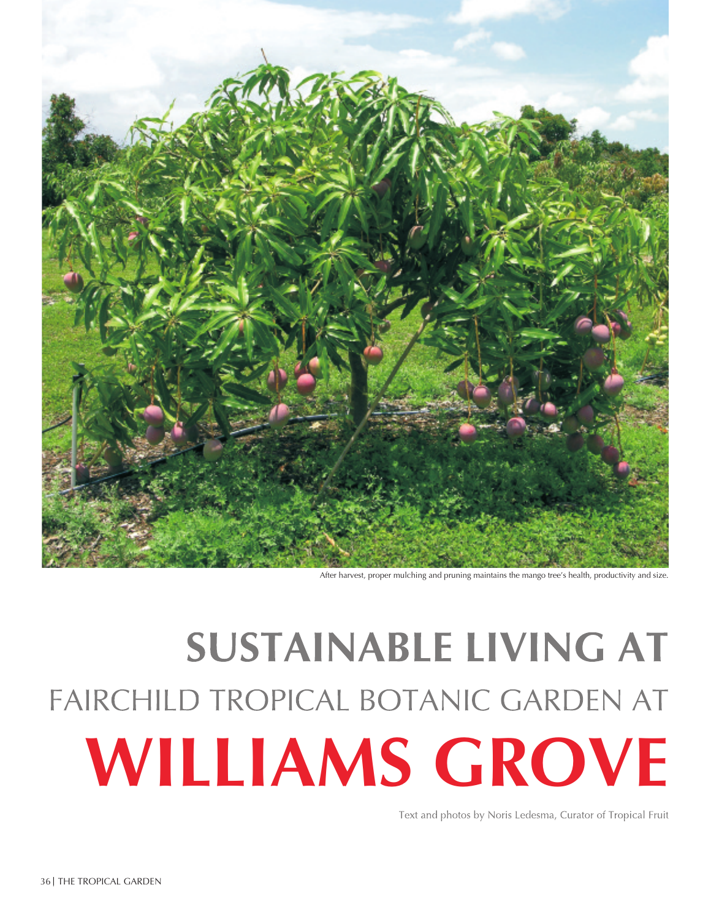After harvest, proper mulching and pruning maintains the mango tree's health, productivity and size.

# SUSTAINABLE LIVING AT FAIRCHILD TROPICAL BOTANIC GARDEN AT WILLIAMS GROVE

Text and photos by Noris Ledesma, Curator of Tropical Fruit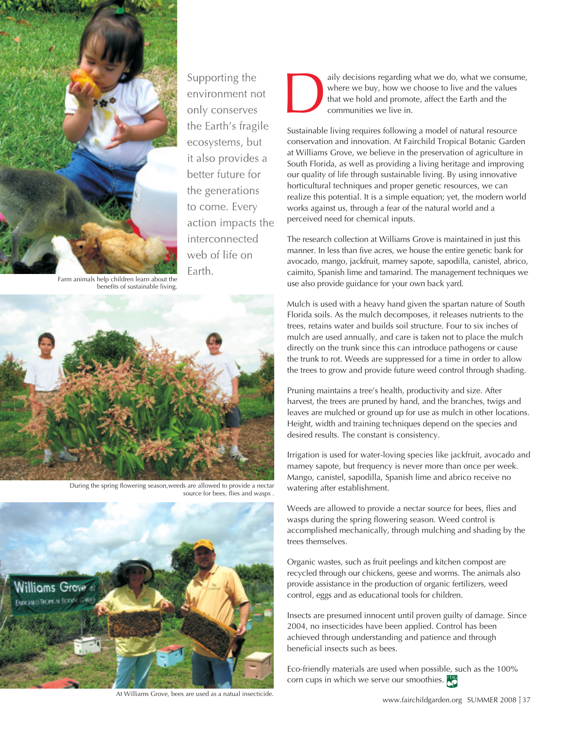Supporting the environment not only conserves the Earth's fragile ecosystems, but it also provides a better future for the generations to come. Every action impacts the interconnected web of life on Earth.

Farm animals help children learn about the benefits of sustainable living.

During the spring flowering season,weeds are allowed to provide a nectar source for bees, flies and wasps .

At Williams Grove, bees are used as a natual insecticide.

Daily decisions regarding what we do, what we consume, where we buy, how we choose to live and the values that we hold and promote, affect the Earth and the communities we live in.

Sustainable living requires following a model of natural resource conservation and innovation. At Fairchild Tropical Botanic Garden at Williams Grove, we believe in the preservation of agriculture in South Florida, as well as providing a living heritage and improving our quality of life through sustainable living. By using innovative horticultural techniques and proper genetic resources, we can realize this potential. It is a simple equation; yet, the modern world works against us, through a fear of the natural world and a perceived need for chemical inputs.

The research collection at Williams Grove is maintained in just this manner. In less than five acres, we house the entire genetic bank for avocado, mango, jackfruit, mamey sapote, sapodilla, canistel, abrico, caimito, Spanish lime and tamarind. The management techniques we use also provide guidance for your own back yard.

Mulch is used with a heavy hand given the spartan nature of South Florida soils. As the mulch decomposes, it releases nutrients to the trees, retains water and builds soil structure. Four to six inches of mulch are used annually, and care is taken not to place the mulch directly on the trunk since this can introduce pathogens or cause the trunk to rot. Weeds are suppressed for a time in order to allow the trees to grow and provide future weed control through shading.

Pruning maintains a tree's health, productivity and size. After harvest, the trees are pruned by hand, and the branches, twigs and leaves are mulched or ground up for use as mulch in other locations. Height, width and training techniques depend on the species and desired results. The constant is consistency.

Irrigation is used for water-loving species like jackfruit, avocado and mamey sapote, but frequency is never more than once per week. Mango, canistel, sapodilla, Spanish lime and abrico receive no watering after establishment.

Weeds are allowed to provide a nectar source for bees, flies and wasps during the spring flowering season. Weed control is accomplished mechanically, through mulching and shading by the trees themselves.

Organic wastes, such as fruit peelings and kitchen compost are recycled through our chickens, geese and worms. The animals also provide assistance in the production of organic fertilizers, weed control, eggs and as educational tools for children.

Insects are presumed innocent until proven guilty of damage. Since 2004, no insecticides have been applied. Control has been achieved through understanding and patience and through beneficial insects such as bees.

Eco-friendly materials are used when possible, such as the 100% corn cups in which we serve our smoothies.